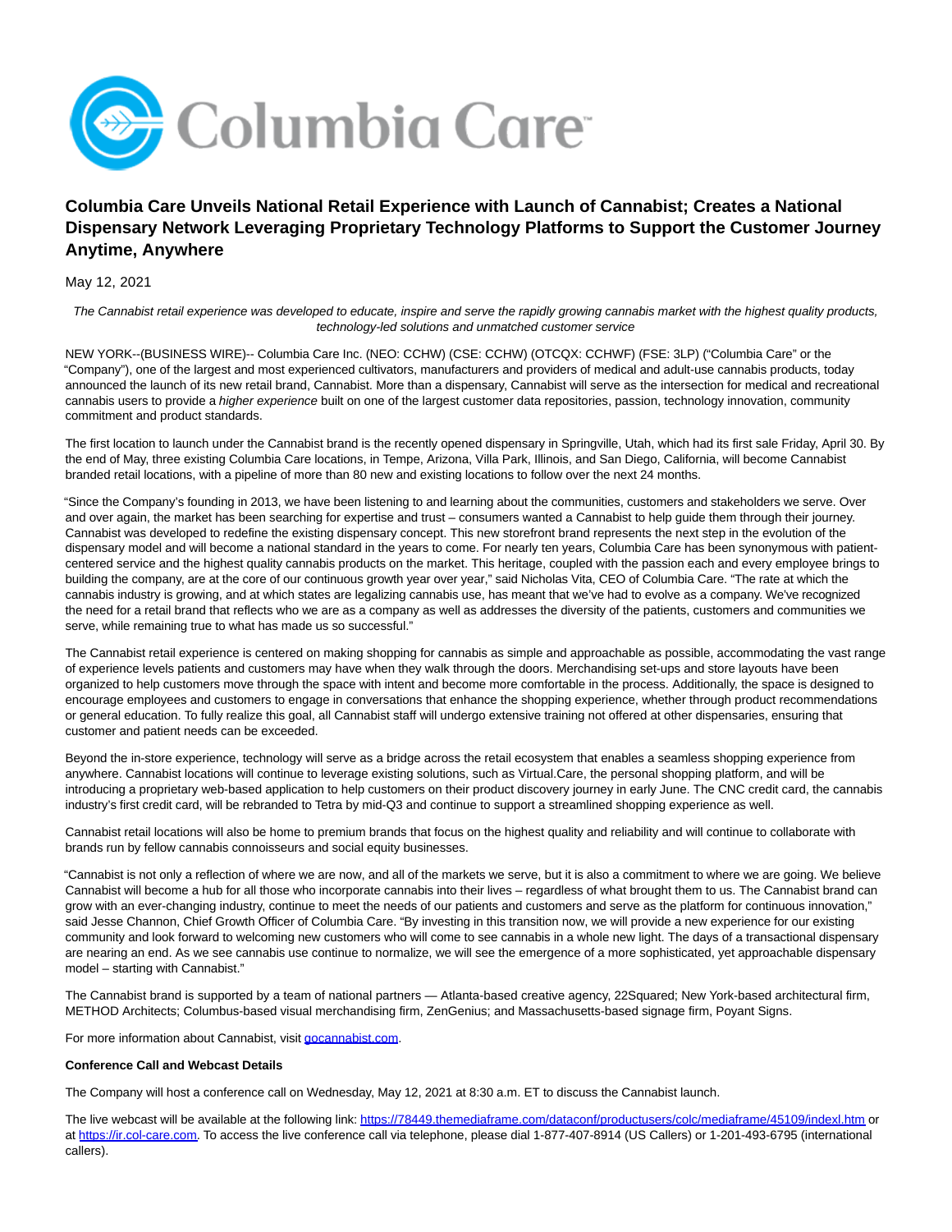# Columbia Care Unveils National Retail Experience with Launch of Cannabist; Creates a National Dispensary Network Leveraging Proprietary Technology Platforms to Support the Customer Journey Anytime, Anywhere

May 12, 2021

*The Cannabist retail experience was developed to educate, inspire and serve the rapidly growing cannabis market with the highest quality products, technology-led solutions and unmatched customer service*

NEW YORK--(BUSINESS WIRE)-- Columbia Care Inc. (NEO: CCHW) (CSE: CCHW) (OTCQX: CCHWF) (FSE: 3LP) ("Columbia Care" or the "Company"), one of the largest and most experienced cultivators, manufacturers and providers of medical and adult-use cannabis products, today announced the launch of its new retail brand, Cannabist. More than a dispensary, Cannabist will serve as the intersection for medical and recreational cannabis users to provide a *higher experience* built on one of the largest customer data repositories, passion, technology innovation, community commitment and product standards.

The first location to launch under the Cannabist brand is the recently opened dispensary in Springville, Utah, which had its first sale Friday, April 30. By the end of May, three existing Columbia Care locations, in Tempe, Arizona, Villa Park, Illinois, and San Diego, California, will become Cannabist branded retail locations, with a pipeline of more than 80 new and existing locations to follow over the next 24 months.

"Since the Company's founding in 2013, we have been listening to and learning about the communities, customers and stakeholders we serve. Over and over again, the market has been searching for expertise and trust – consumers wanted a Cannabist to help guide them through their journey. Cannabist was developed to redefine the existing dispensary concept. This new storefront brand represents the next step in the evolution of the dispensary model and will become a national standard in the years to come. For nearly ten years, Columbia Care has been synonymous with patient-centered service and the highest quality cannabis products on the market. This heritage, coupled with the passion each and every employee brings to building the company, are at the core of our continuous growth year over year," said Nicholas Vita, CEO of Columbia Care. "The rate at which the cannabis industry is growing, and at which states are legalizing cannabis use, has meant that we've had to evolve as a company. We've recognized the need for a retail brand that reflects who we are as a company as well as addresses the diversity of the patients, customers and communities we serve, while remaining true to what has made us so successful."

The Cannabist retail experience is centered on making shopping for cannabis as simple and approachable as possible, accommodating the vast range of experience levels patients and customers may have when they walk through the doors. Merchandising set-ups and store layouts have been organized to help customers move through the space with intent and become more comfortable in the process. Additionally, the space is designed to encourage employees and customers to engage in conversations that enhance the shopping experience, whether through product recommendations or general education. To fully realize this goal, all Cannabist staff will undergo extensive training not offered at other dispensaries, ensuring that customer and patient needs can be exceeded.

Beyond the in-store experience, technology will serve as a bridge across the retail ecosystem that enables a seamless shopping experience from anywhere. Cannabist locations will continue to leverage existing solutions, such as Virtual.Care, the personal shopping platform, and will be introducing a proprietary web-based application to help customers on their product discovery journey in early June. The CNC credit card, the cannabis industry's first credit card, will be rebranded to Tetra by mid-Q3 and continue to support a streamlined shopping experience as well.

Cannabist retail locations will also be home to premium brands that focus on the highest quality and reliability and will continue to collaborate with brands run by fellow cannabis connoisseurs and social equity businesses.

"Cannabist is not only a reflection of where we are now, and all of the markets we serve, but it is also a commitment to where we are going. We believe Cannabist will become a hub for all those who incorporate cannabis into their lives – regardless of what brought them to us. The Cannabist brand can grow with an ever-changing industry, continue to meet the needs of our patients and customers and serve as the platform for continuous innovation," said Jesse Channon, Chief Growth Officer of Columbia Care. "By investing in this transition now, we will provide a new experience for our existing community and look forward to welcoming new customers who will come to see cannabis in a whole new light. The days of a transactional dispensary are nearing an end. As we see cannabis use continue to normalize, we will see the emergence of a more sophisticated, yet approachable dispensary model – starting with Cannabist."

The Cannabist brand is supported by a team of national partners — Atlanta-based creative agency, 22Squared; New York-based architectural firm, METHOD Architects; Columbus-based visual merchandising firm, ZenGenius; and Massachusetts-based signage firm, Poyant Signs.

For more information about Cannabist, visit gocannabist.com.

**Conference Call and Webcast Details**

The Company will host a conference call on Wednesday, May 12, 2021 at 8:30 a.m. ET to discuss the Cannabist launch.

The live webcast will be available at the following link: https://78449.themediaframe.com/dataconf/productusers/colc/mediaframe/45109/indexl.htm or at https://ir.col-care.com. To access the live conference call via telephone, please dial 1-877-407-8914 (US Callers) or 1-201-493-6795 (international callers).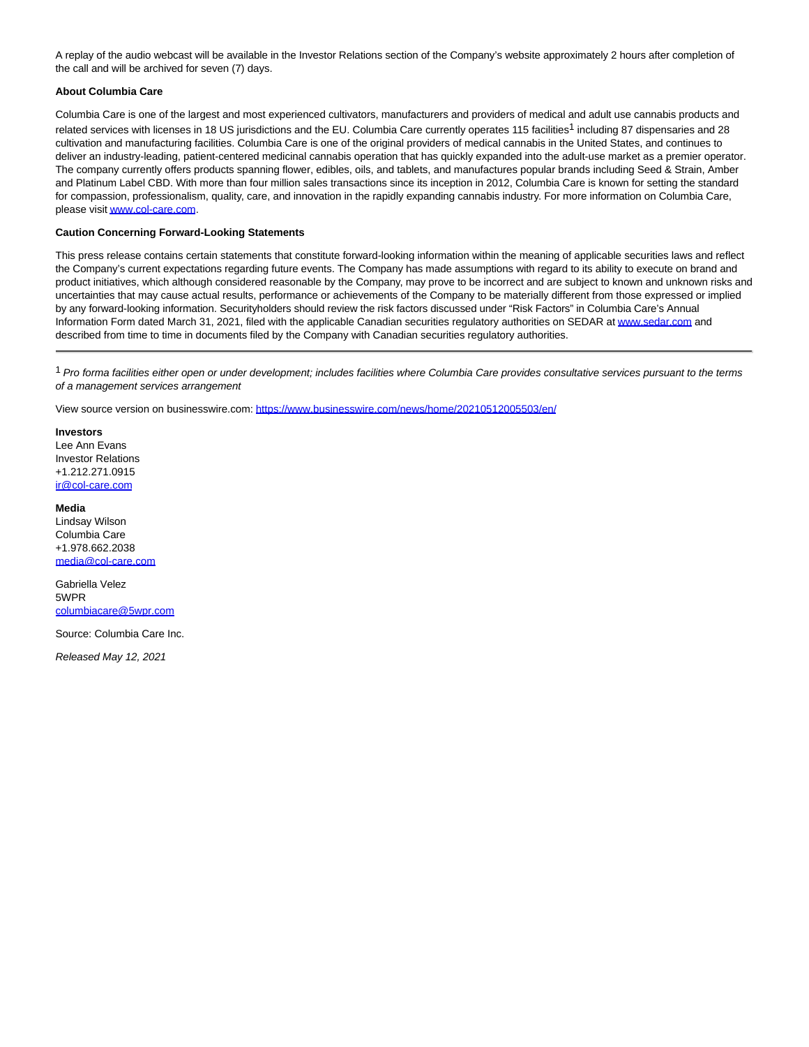A replay of the audio webcast will be available in the Investor Relations section of the Company's website approximately 2 hours after completion of the call and will be archived for seven (7) days.

**About Columbia Care**

Columbia Care is one of the largest and most experienced cultivators, manufacturers and providers of medical and adult use cannabis products and related services with licenses in 18 US jurisdictions and the EU. Columbia Care currently operates 115 facilities[1] including 87 dispensaries and 28 cultivation and manufacturing facilities. Columbia Care is one of the original providers of medical cannabis in the United States, and continues to deliver an industry-leading, patient-centered medicinal cannabis operation that has quickly expanded into the adult-use market as a premier operator. The company currently offers products spanning flower, edibles, oils, and tablets, and manufactures popular brands including Seed & Strain, Amber and Platinum Label CBD. With more than four million sales transactions since its inception in 2012, Columbia Care is known for setting the standard for compassion, professionalism, quality, care, and innovation in the rapidly expanding cannabis industry. For more information on Columbia Care, please visit www.col-care.com.

**Caution Concerning Forward-Looking Statements**

This press release contains certain statements that constitute forward-looking information within the meaning of applicable securities laws and reflect the Company's current expectations regarding future events. The Company has made assumptions with regard to its ability to execute on brand and product initiatives, which although considered reasonable by the Company, may prove to be incorrect and are subject to known and unknown risks and uncertainties that may cause actual results, performance or achievements of the Company to be materially different from those expressed or implied by any forward-looking information. Securityholders should review the risk factors discussed under "Risk Factors" in Columbia Care's Annual Information Form dated March 31, 2021, filed with the applicable Canadian securities regulatory authorities on SEDAR at www.sedar.com and described from time to time in documents filed by the Company with Canadian securities regulatory authorities.

---

[1] *Pro forma facilities either open or under development; includes facilities where Columbia Care provides consultative services pursuant to the terms of a management services arrangement*

View source version on businesswire.com: https://www.businesswire.com/news/home/20210512005503/en/

**Investors**
Lee Ann Evans
Investor Relations
+1.212.271.0915
ir@col-care.com

**Media**
Lindsay Wilson
Columbia Care
+1.978.662.2038
media@col-care.com

Gabriella Velez
5WPR
columbiacare@5wpr.com

Source: Columbia Care Inc.

*Released May 12, 2021*